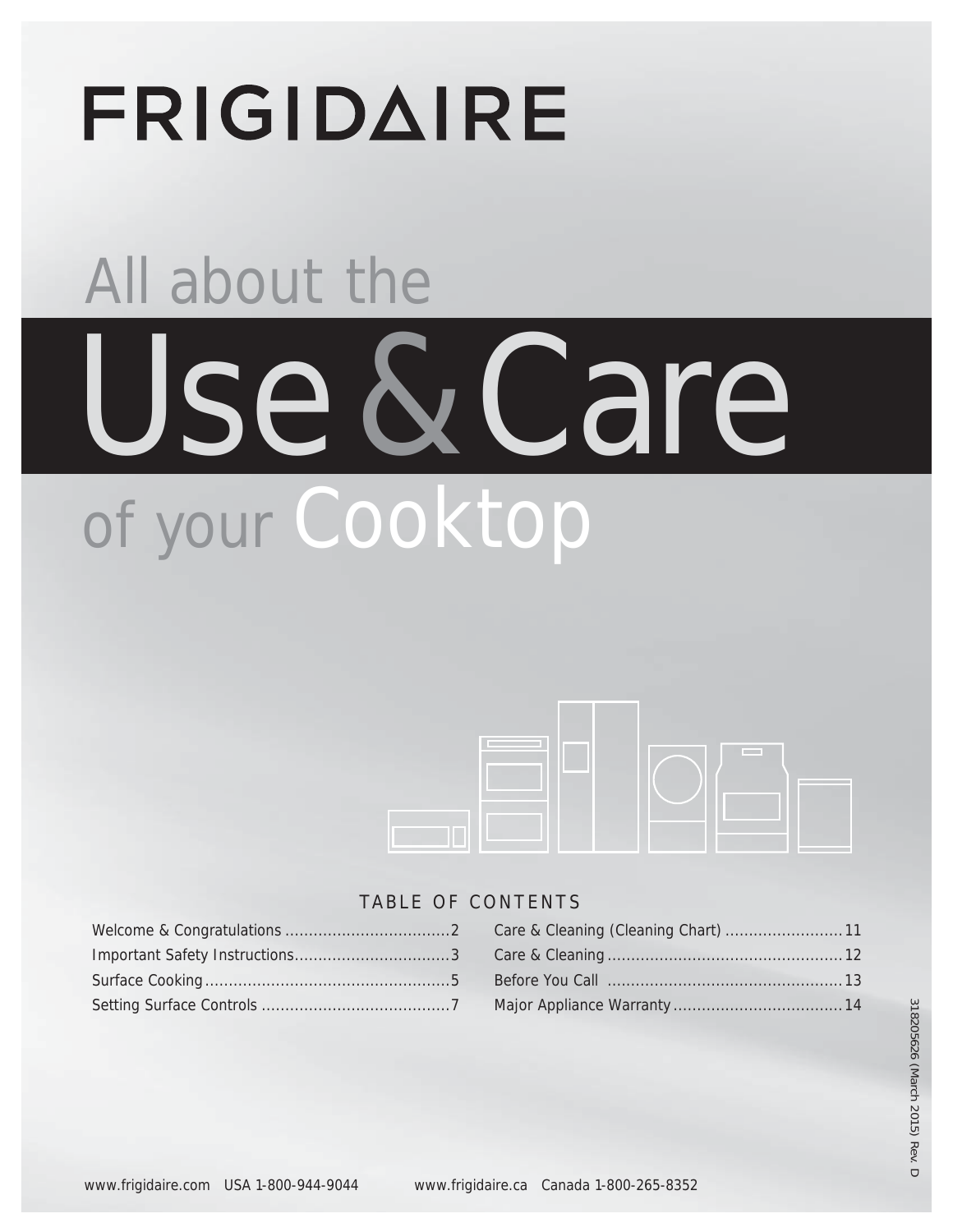# FRIGIDAIRE

# All about the Use & Care of your Cooktop

## TABLE OF CONTENTS

| | | | |
|---|---|---|---|
| Welcome & Congratulations | 2 | Care & Cleaning (Cleaning Chart) | 11 |
| Important Safety Instructions | 3 | Care & Cleaning | 12 |
| Surface Cooking | 5 | Before You Call | 13 |
| Setting Surface Controls | 7 | Major Appliance Warranty | 14 |

318205626 (March 2015) Rev. D

www.frigidaire.com USA 1-800-944-9044 www.frigidaire.ca Canada 1-800-265-8352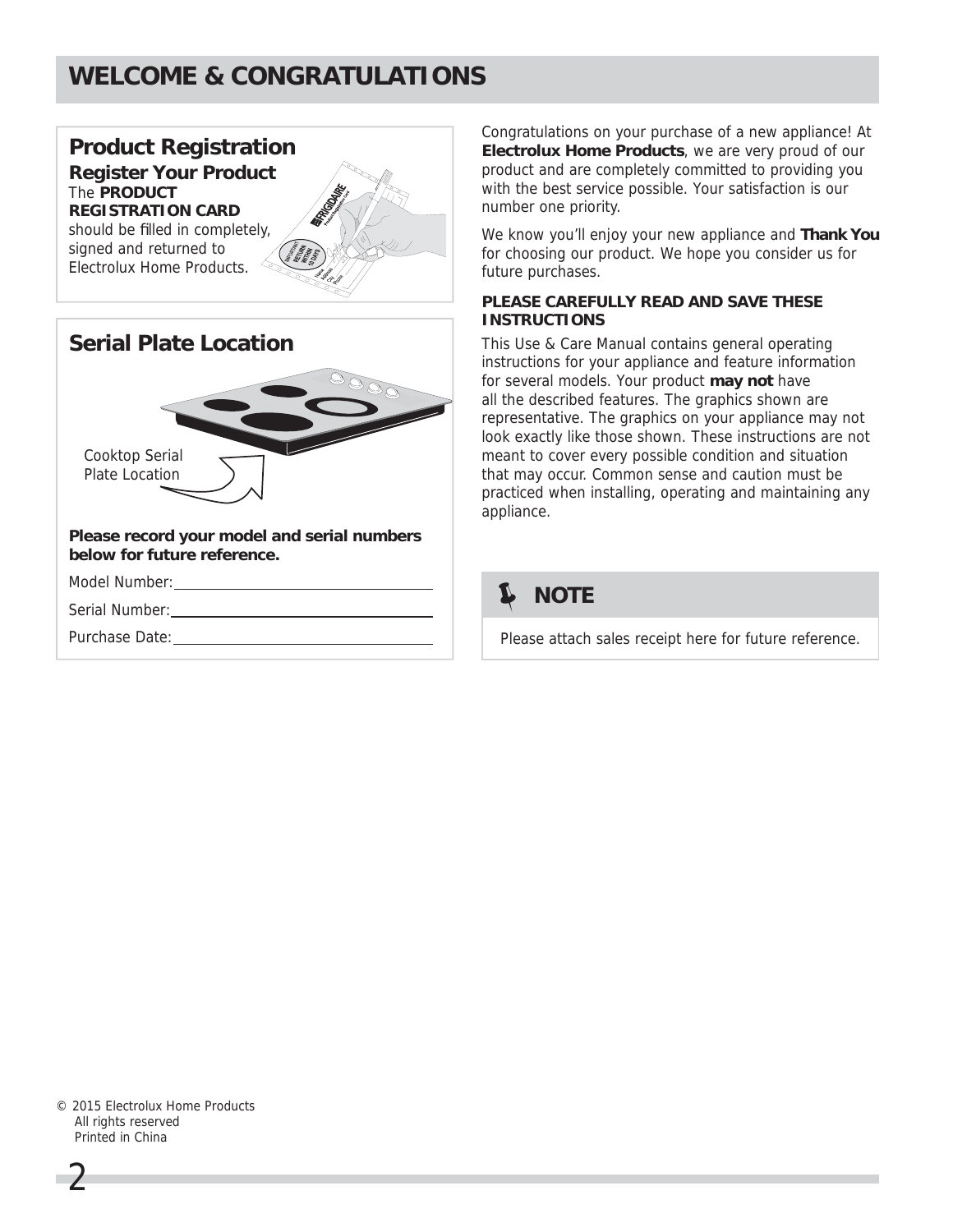# WELCOME & CONGRATULATIONS

## Product Registration

### Register Your Product

The **PRODUCT REGISTRATION CARD** should be filled in completely, signed and returned to Electrolux Home Products.

## Serial Plate Location

Cooktop Serial Plate Location

**Please record your model and serial numbers below for future reference.**

Model Number: ______________________________

Serial Number: ______________________________

Purchase Date: ______________________________

Congratulations on your purchase of a new appliance! At **Electrolux Home Products**, we are very proud of our product and are completely committed to providing you with the best service possible. Your satisfaction is our number one priority.

We know you'll enjoy your new appliance and **Thank You** for choosing our product. We hope you consider us for future purchases.

**PLEASE CAREFULLY READ AND SAVE THESE INSTRUCTIONS**

This Use & Care Manual contains general operating instructions for your appliance and feature information for several models. Your product **may not** have all the described features. The graphics shown are representative. The graphics on your appliance may not look exactly like those shown. These instructions are not meant to cover every possible condition and situation that may occur. Common sense and caution must be practiced when installing, operating and maintaining any appliance.

### NOTE

Please attach sales receipt here for future reference.

© 2015 Electrolux Home Products
All rights reserved
Printed in China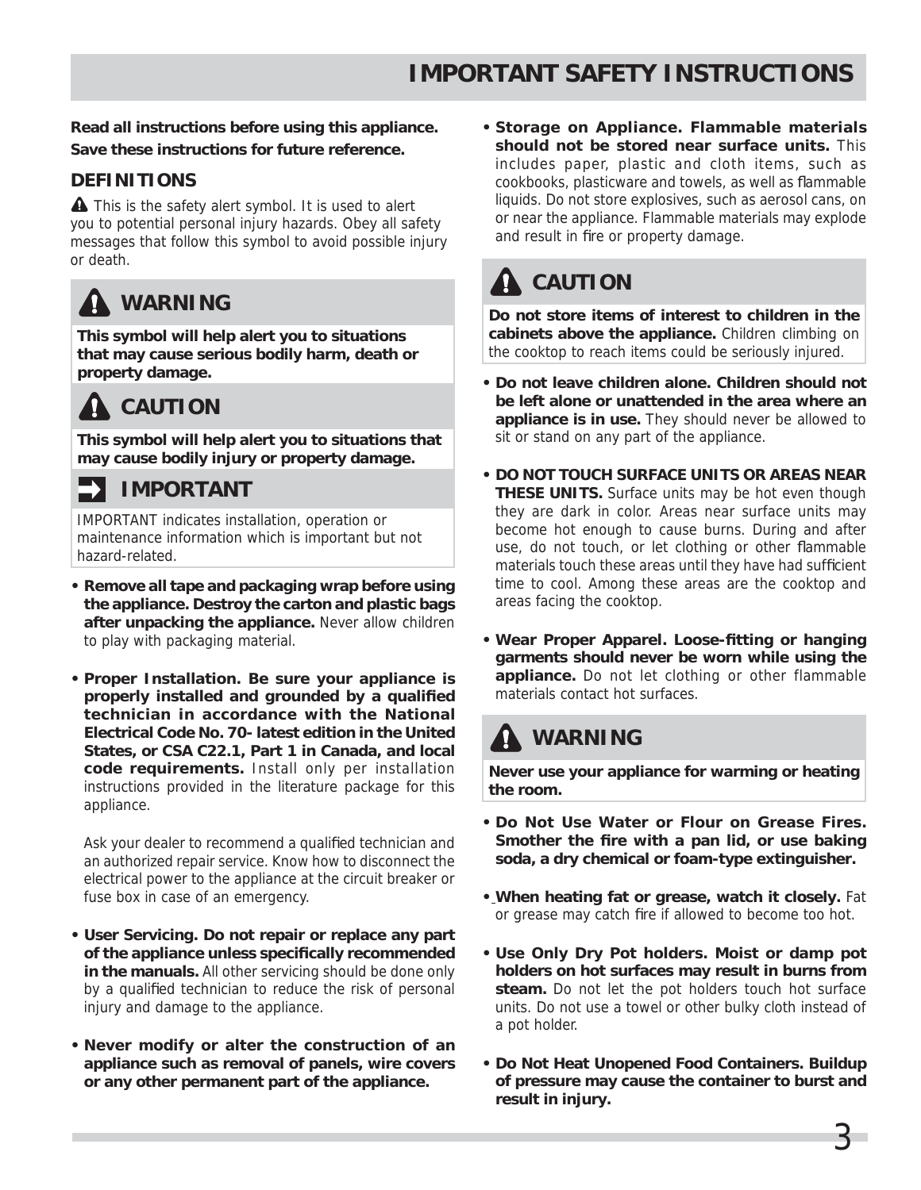# IMPORTANT SAFETY INSTRUCTIONS

**Read all instructions before using this appliance.**
**Save these instructions for future reference.**

## DEFINITIONS

⚠ This is the safety alert symbol. It is used to alert you to potential personal injury hazards. Obey all safety messages that follow this symbol to avoid possible injury or death.

### ⚠ WARNING

**This symbol will help alert you to situations that may cause serious bodily harm, death or property damage.**

### ⚠ CAUTION

**This symbol will help alert you to situations that may cause bodily injury or property damage.**

### ➡ IMPORTANT

IMPORTANT indicates installation, operation or maintenance information which is important but not hazard-related.

- **Remove all tape and packaging wrap before using the appliance. Destroy the carton and plastic bags after unpacking the appliance.** Never allow children to play with packaging material.
- **Proper Installation. Be sure your appliance is properly installed and grounded by a qualified technician in accordance with the National Electrical Code No. 70- latest edition in the United States, or CSA C22.1, Part 1 in Canada, and local code requirements.** Install only per installation instructions provided in the literature package for this appliance.

  Ask your dealer to recommend a qualified technician and an authorized repair service. Know how to disconnect the electrical power to the appliance at the circuit breaker or fuse box in case of an emergency.
- **User Servicing. Do not repair or replace any part of the appliance unless specifically recommended in the manuals.** All other servicing should be done only by a qualified technician to reduce the risk of personal injury and damage to the appliance.
- **Never modify or alter the construction of an appliance such as removal of panels, wire covers or any other permanent part of the appliance.**
- **Storage on Appliance. Flammable materials should not be stored near surface units.** This includes paper, plastic and cloth items, such as cookbooks, plasticware and towels, as well as flammable liquids. Do not store explosives, such as aerosol cans, on or near the appliance. Flammable materials may explode and result in fire or property damage.

### ⚠ CAUTION

**Do not store items of interest to children in the cabinets above the appliance.** Children climbing on the cooktop to reach items could be seriously injured.

- **Do not leave children alone. Children should not be left alone or unattended in the area where an appliance is in use.** They should never be allowed to sit or stand on any part of the appliance.
- **DO NOT TOUCH SURFACE UNITS OR AREAS NEAR THESE UNITS.** Surface units may be hot even though they are dark in color. Areas near surface units may become hot enough to cause burns. During and after use, do not touch, or let clothing or other flammable materials touch these areas until they have had sufficient time to cool. Among these areas are the cooktop and areas facing the cooktop.
- **Wear Proper Apparel. Loose-fitting or hanging garments should never be worn while using the appliance.** Do not let clothing or other flammable materials contact hot surfaces.

### ⚠ WARNING

**Never use your appliance for warming or heating the room.**

- **Do Not Use Water or Flour on Grease Fires. Smother the fire with a pan lid, or use baking soda, a dry chemical or foam-type extinguisher.**
- **When heating fat or grease, watch it closely.** Fat or grease may catch fire if allowed to become too hot.
- **Use Only Dry Pot holders. Moist or damp pot holders on hot surfaces may result in burns from steam.** Do not let the pot holders touch hot surface units. Do not use a towel or other bulky cloth instead of a pot holder.
- **Do Not Heat Unopened Food Containers. Buildup of pressure may cause the container to burst and result in injury.**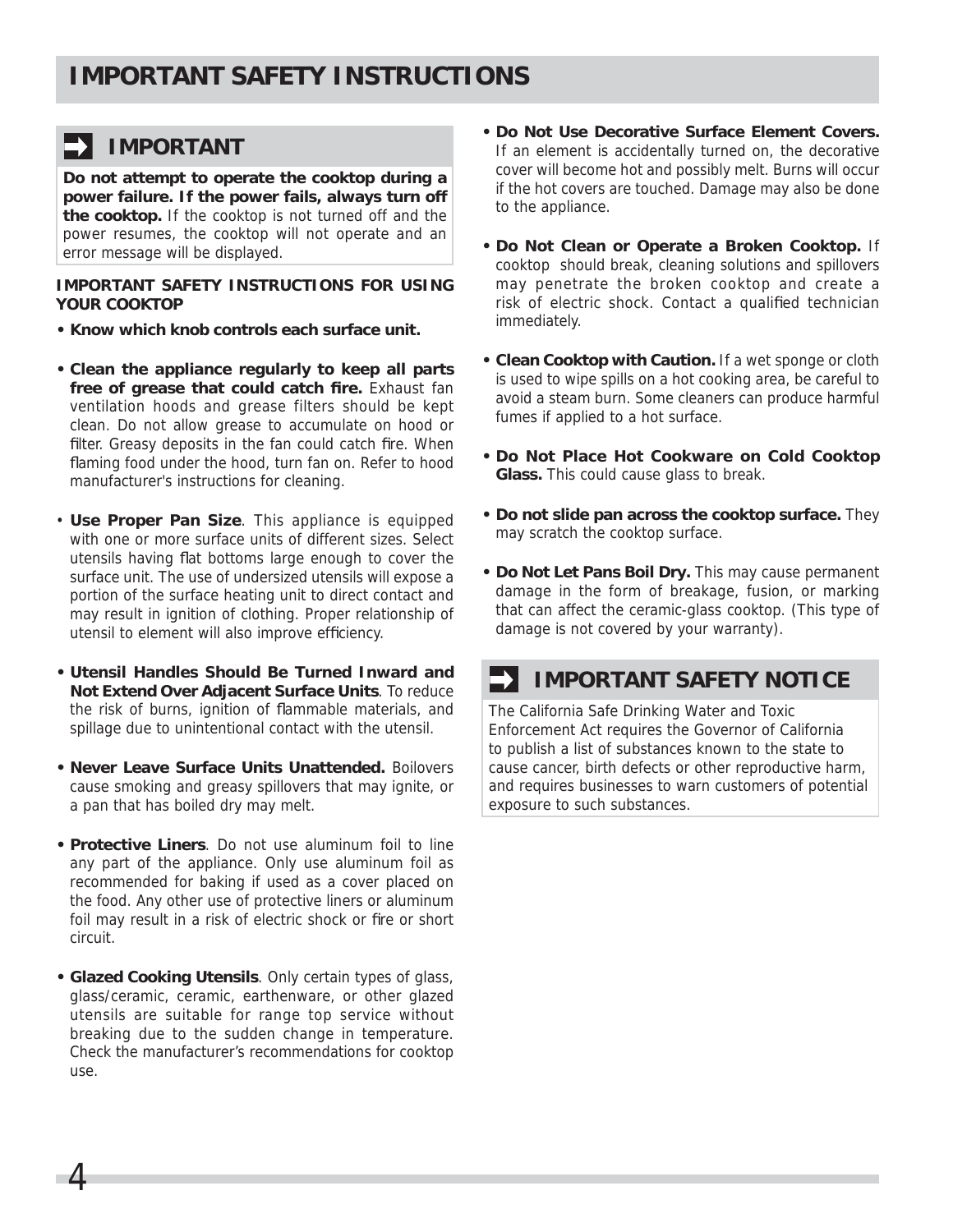# IMPORTANT SAFETY INSTRUCTIONS

## IMPORTANT

**Do not attempt to operate the cooktop during a power failure. If the power fails, always turn off the cooktop.** If the cooktop is not turned off and the power resumes, the cooktop will not operate and an error message will be displayed.

**IMPORTANT SAFETY INSTRUCTIONS FOR USING YOUR COOKTOP**

- **Know which knob controls each surface unit.**
- **Clean the appliance regularly to keep all parts free of grease that could catch fire.** Exhaust fan ventilation hoods and grease filters should be kept clean. Do not allow grease to accumulate on hood or filter. Greasy deposits in the fan could catch fire. When flaming food under the hood, turn fan on. Refer to hood manufacturer's instructions for cleaning.
- **Use Proper Pan Size**. This appliance is equipped with one or more surface units of different sizes. Select utensils having flat bottoms large enough to cover the surface unit. The use of undersized utensils will expose a portion of the surface heating unit to direct contact and may result in ignition of clothing. Proper relationship of utensil to element will also improve efficiency.
- **Utensil Handles Should Be Turned Inward and Not Extend Over Adjacent Surface Units**. To reduce the risk of burns, ignition of flammable materials, and spillage due to unintentional contact with the utensil.
- **Never Leave Surface Units Unattended.** Boilovers cause smoking and greasy spillovers that may ignite, or a pan that has boiled dry may melt.
- **Protective Liners**. Do not use aluminum foil to line any part of the appliance. Only use aluminum foil as recommended for baking if used as a cover placed on the food. Any other use of protective liners or aluminum foil may result in a risk of electric shock or fire or short circuit.
- **Glazed Cooking Utensils**. Only certain types of glass, glass/ceramic, ceramic, earthenware, or other glazed utensils are suitable for range top service without breaking due to the sudden change in temperature. Check the manufacturer's recommendations for cooktop use.
- **Do Not Use Decorative Surface Element Covers.** If an element is accidentally turned on, the decorative cover will become hot and possibly melt. Burns will occur if the hot covers are touched. Damage may also be done to the appliance.
- **Do Not Clean or Operate a Broken Cooktop.** If cooktop should break, cleaning solutions and spillovers may penetrate the broken cooktop and create a risk of electric shock. Contact a qualified technician immediately.
- **Clean Cooktop with Caution.** If a wet sponge or cloth is used to wipe spills on a hot cooking area, be careful to avoid a steam burn. Some cleaners can produce harmful fumes if applied to a hot surface.
- **Do Not Place Hot Cookware on Cold Cooktop Glass.** This could cause glass to break.
- **Do not slide pan across the cooktop surface.** They may scratch the cooktop surface.
- **Do Not Let Pans Boil Dry.** This may cause permanent damage in the form of breakage, fusion, or marking that can affect the ceramic-glass cooktop. (This type of damage is not covered by your warranty).

## IMPORTANT SAFETY NOTICE

The California Safe Drinking Water and Toxic Enforcement Act requires the Governor of California to publish a list of substances known to the state to cause cancer, birth defects or other reproductive harm, and requires businesses to warn customers of potential exposure to such substances.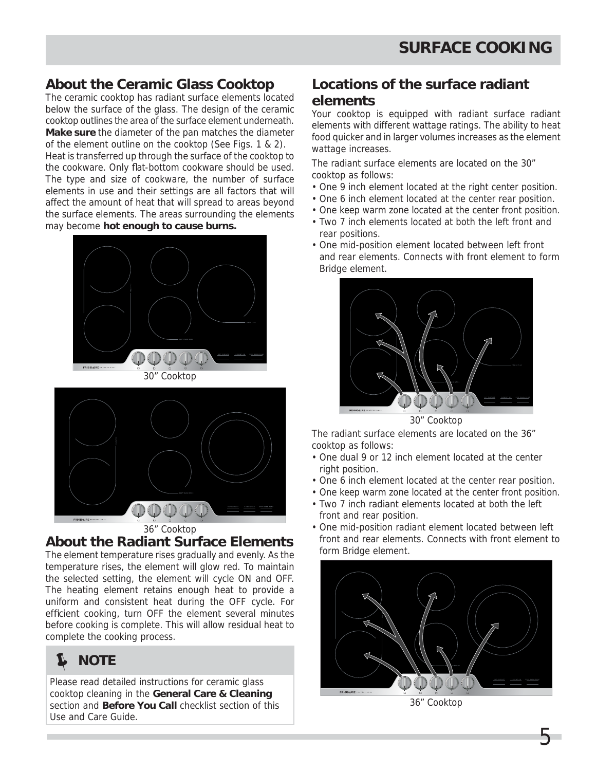## About the Ceramic Glass Cooktop

The ceramic cooktop has radiant surface elements located below the surface of the glass. The design of the ceramic cooktop outlines the area of the surface element underneath. **Make sure** the diameter of the pan matches the diameter of the element outline on the cooktop (See Figs. 1 & 2).

Heat is transferred up through the surface of the cooktop to the cookware. Only flat-bottom cookware should be used. The type and size of cookware, the number of surface elements in use and their settings are all factors that will affect the amount of heat that will spread to areas beyond the surface elements. The areas surrounding the elements may become **hot enough to cause burns.**

30" Cooktop

36" Cooktop

## About the Radiant Surface Elements

The element temperature rises gradually and evenly. As the temperature rises, the element will glow red. To maintain the selected setting, the element will cycle ON and OFF. The heating element retains enough heat to provide a uniform and consistent heat during the OFF cycle. For efficient cooking, turn OFF the element several minutes before cooking is complete. This will allow residual heat to complete the cooking process.

### NOTE

Please read detailed instructions for ceramic glass cooktop cleaning in the **General Care & Cleaning** section and **Before You Call** checklist section of this Use and Care Guide.

## Locations of the surface radiant elements

Your cooktop is equipped with radiant surface radiant elements with different wattage ratings. The ability to heat food quicker and in larger volumes increases as the element wattage increases.

The radiant surface elements are located on the 30" cooktop as follows:

- One 9 inch element located at the right center position.
- One 6 inch element located at the center rear position.
- One keep warm zone located at the center front position.
- Two 7 inch elements located at both the left front and rear positions.
- One mid-position element located between left front and rear elements. Connects with front element to form Bridge element.

30" Cooktop

The radiant surface elements are located on the 36" cooktop as follows:

- One dual 9 or 12 inch element located at the center right position.
- One 6 inch element located at the center rear position.
- One keep warm zone located at the center front position.
- Two 7 inch radiant elements located at both the left front and rear position.
- One mid-position radiant element located between left front and rear elements. Connects with front element to form Bridge element.

36" Cooktop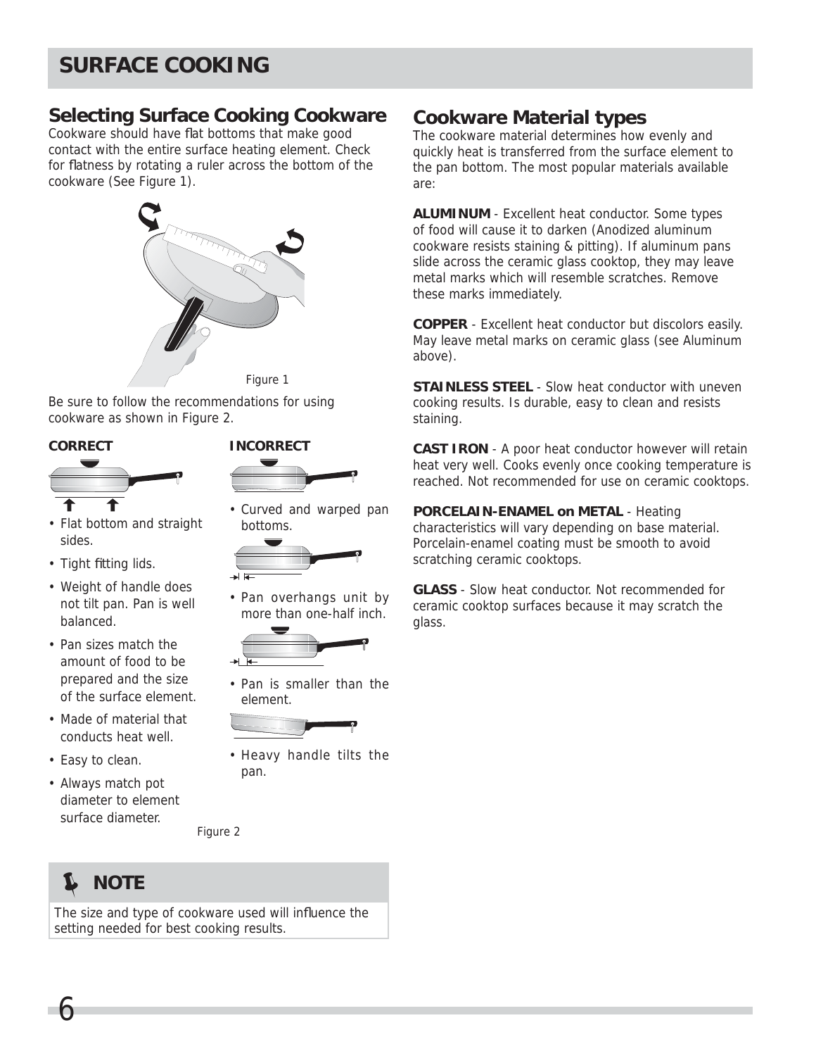# SURFACE COOKING

## Selecting Surface Cooking Cookware

Cookware should have flat bottoms that make good contact with the entire surface heating element. Check for flatness by rotating a ruler across the bottom of the cookware (See Figure 1).

Figure 1

Be sure to follow the recommendations for using cookware as shown in Figure 2.

**CORRECT**

- Flat bottom and straight sides.
- Tight fitting lids.
- Weight of handle does not tilt pan. Pan is well balanced.
- Pan sizes match the amount of food to be prepared and the size of the surface element.
- Made of material that conducts heat well.
- Easy to clean.
- Always match pot diameter to element surface diameter.

**INCORRECT**

- Curved and warped pan bottoms.
- Pan overhangs unit by more than one-half inch.
- Pan is smaller than the element.
- Heavy handle tilts the pan.

Figure 2

### NOTE

The size and type of cookware used will influence the setting needed for best cooking results.

## Cookware Material types

The cookware material determines how evenly and quickly heat is transferred from the surface element to the pan bottom. The most popular materials available are:

**ALUMINUM** - Excellent heat conductor. Some types of food will cause it to darken (Anodized aluminum cookware resists staining & pitting). If aluminum pans slide across the ceramic glass cooktop, they may leave metal marks which will resemble scratches. Remove these marks immediately.

**COPPER** - Excellent heat conductor but discolors easily. May leave metal marks on ceramic glass (see Aluminum above).

**STAINLESS STEEL** - Slow heat conductor with uneven cooking results. Is durable, easy to clean and resists staining.

**CAST IRON** - A poor heat conductor however will retain heat very well. Cooks evenly once cooking temperature is reached. Not recommended for use on ceramic cooktops.

**PORCELAIN-ENAMEL on METAL** - Heating characteristics will vary depending on base material. Porcelain-enamel coating must be smooth to avoid scratching ceramic cooktops.

**GLASS** - Slow heat conductor. Not recommended for ceramic cooktop surfaces because it may scratch the glass.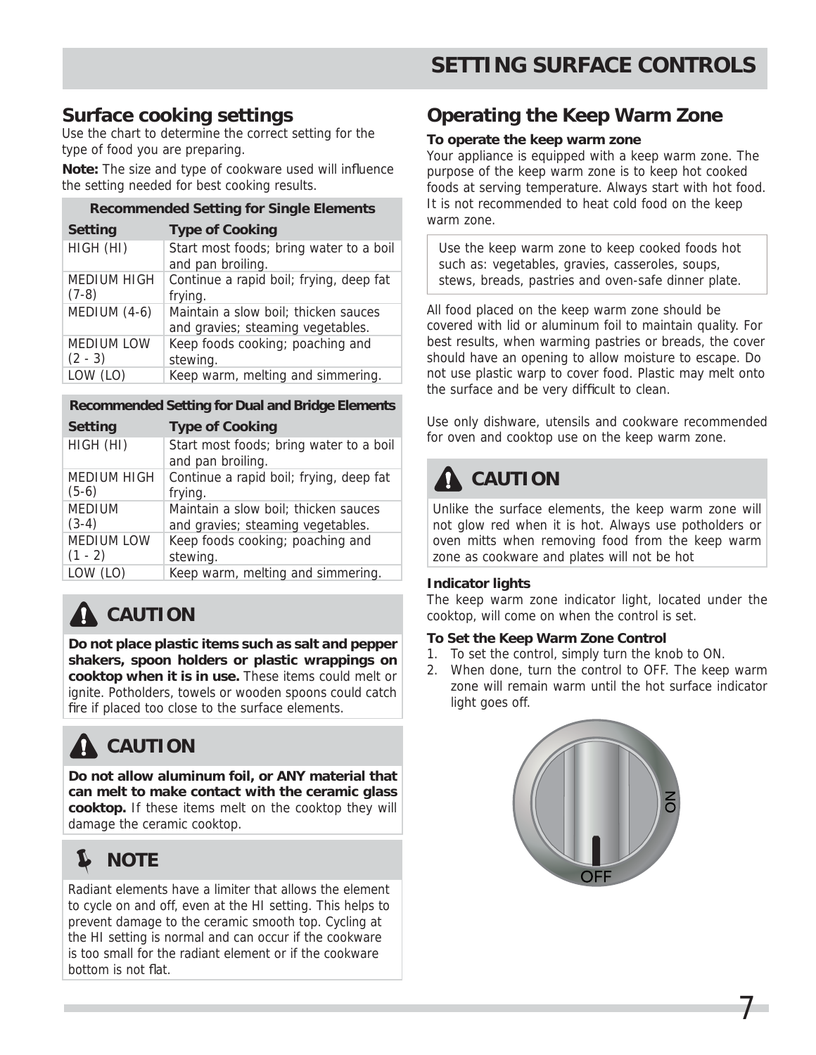# SETTING SURFACE CONTROLS

## Surface cooking settings

Use the chart to determine the correct setting for the type of food you are preparing.

**Note:** The size and type of cookware used will influence the setting needed for best cooking results.

| Recommended Setting for Single Elements | |
|---|---|
| **Setting** | **Type of Cooking** |
| HIGH (HI) | Start most foods; bring water to a boil and pan broiling. |
| MEDIUM HIGH (7-8) | Continue a rapid boil; frying, deep fat frying. |
| MEDIUM (4-6) | Maintain a slow boil; thicken sauces and gravies; steaming vegetables. |
| MEDIUM LOW (2 - 3) | Keep foods cooking; poaching and stewing. |
| LOW (LO) | Keep warm, melting and simmering. |

| Recommended Setting for Dual and Bridge Elements | |
|---|---|
| **Setting** | **Type of Cooking** |
| HIGH (HI) | Start most foods; bring water to a boil and pan broiling. |
| MEDIUM HIGH (5-6) | Continue a rapid boil; frying, deep fat frying. |
| MEDIUM (3-4) | Maintain a slow boil; thicken sauces and gravies; steaming vegetables. |
| MEDIUM LOW (1 - 2) | Keep foods cooking; poaching and stewing. |
| LOW (LO) | Keep warm, melting and simmering. |

### CAUTION

**Do not place plastic items such as salt and pepper shakers, spoon holders or plastic wrappings on cooktop when it is in use.** These items could melt or ignite. Potholders, towels or wooden spoons could catch fire if placed too close to the surface elements.

### CAUTION

**Do not allow aluminum foil, or ANY material that can melt to make contact with the ceramic glass cooktop.** If these items melt on the cooktop they will damage the ceramic cooktop.

### NOTE

Radiant elements have a limiter that allows the element to cycle on and off, even at the HI setting. This helps to prevent damage to the ceramic smooth top. Cycling at the HI setting is normal and can occur if the cookware is too small for the radiant element or if the cookware bottom is not flat.

## Operating the Keep Warm Zone

**To operate the keep warm zone**

Your appliance is equipped with a keep warm zone. The purpose of the keep warm zone is to keep hot cooked foods at serving temperature. Always start with hot food. It is not recommended to heat cold food on the keep warm zone.

> Use the keep warm zone to keep cooked foods hot such as: vegetables, gravies, casseroles, soups, stews, breads, pastries and oven-safe dinner plate.

All food placed on the keep warm zone should be covered with lid or aluminum foil to maintain quality. For best results, when warming pastries or breads, the cover should have an opening to allow moisture to escape. Do not use plastic warp to cover food. Plastic may melt onto the surface and be very difficult to clean.

Use only dishware, utensils and cookware recommended for oven and cooktop use on the keep warm zone.

### CAUTION

Unlike the surface elements, the keep warm zone will not glow red when it is hot. Always use potholders or oven mitts when removing food from the keep warm zone as cookware and plates will not be hot

**Indicator lights**

The keep warm zone indicator light, located under the cooktop, will come on when the control is set.

**To Set the Keep Warm Zone Control**

1. To set the control, simply turn the knob to ON.
2. When done, turn the control to OFF. The keep warm zone will remain warm until the hot surface indicator light goes off.

ON

OFF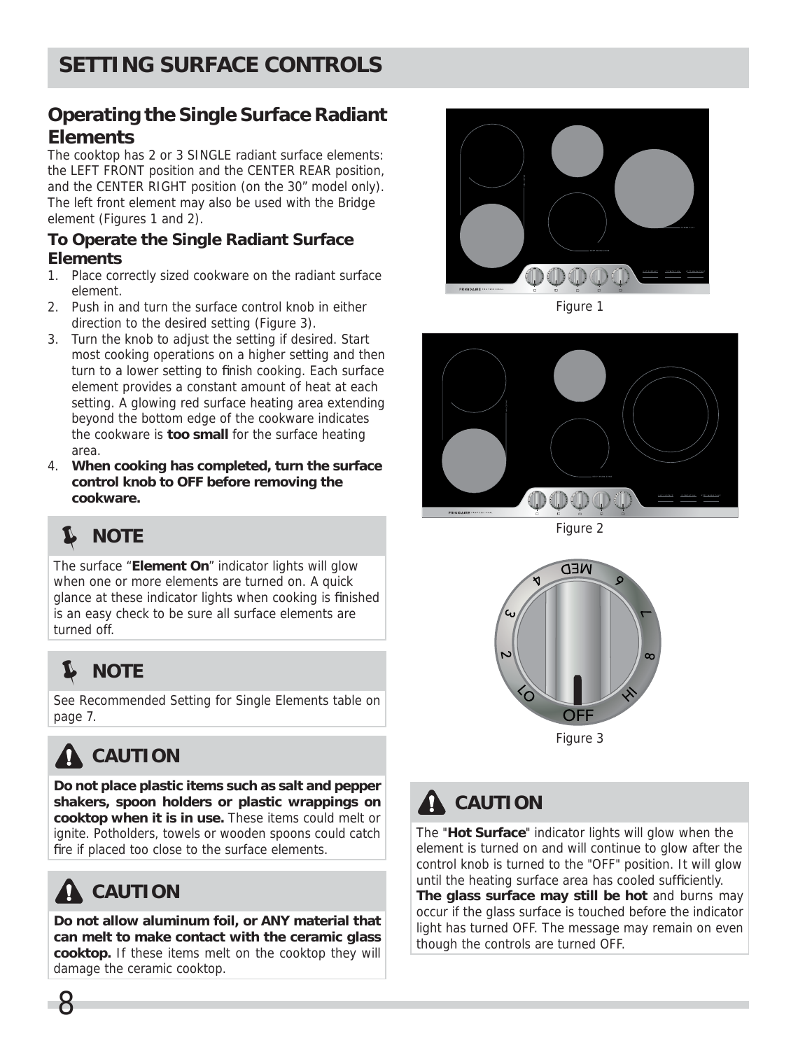# SETTING SURFACE CONTROLS

## Operating the Single Surface Radiant Elements

The cooktop has 2 or 3 SINGLE radiant surface elements: the LEFT FRONT position and the CENTER REAR position, and the CENTER RIGHT position (on the 30" model only). The left front element may also be used with the Bridge element (Figures 1 and 2).

### To Operate the Single Radiant Surface Elements

1. Place correctly sized cookware on the radiant surface element.
2. Push in and turn the surface control knob in either direction to the desired setting (Figure 3).
3. Turn the knob to adjust the setting if desired. Start most cooking operations on a higher setting and then turn to a lower setting to finish cooking. Each surface element provides a constant amount of heat at each setting. A glowing red surface heating area extending beyond the bottom edge of the cookware indicates the cookware is **too small** for the surface heating area.
4. **When cooking has completed, turn the surface control knob to OFF before removing the cookware.**

### NOTE

The surface "**Element On**" indicator lights will glow when one or more elements are turned on. A quick glance at these indicator lights when cooking is finished is an easy check to be sure all surface elements are turned off.

### NOTE

See Recommended Setting for Single Elements table on page 7.

### CAUTION

**Do not place plastic items such as salt and pepper shakers, spoon holders or plastic wrappings on cooktop when it is in use.** These items could melt or ignite. Potholders, towels or wooden spoons could catch fire if placed too close to the surface elements.

### CAUTION

**Do not allow aluminum foil, or ANY material that can melt to make contact with the ceramic glass cooktop.** If these items melt on the cooktop they will damage the ceramic cooktop.

Figure 1

Figure 2

Figure 3

### CAUTION

The "**Hot Surface**" indicator lights will glow when the element is turned on and will continue to glow after the control knob is turned to the "OFF" position. It will glow until the heating surface area has cooled sufficiently. **The glass surface may still be hot** and burns may occur if the glass surface is touched before the indicator light has turned OFF. The message may remain on even though the controls are turned OFF.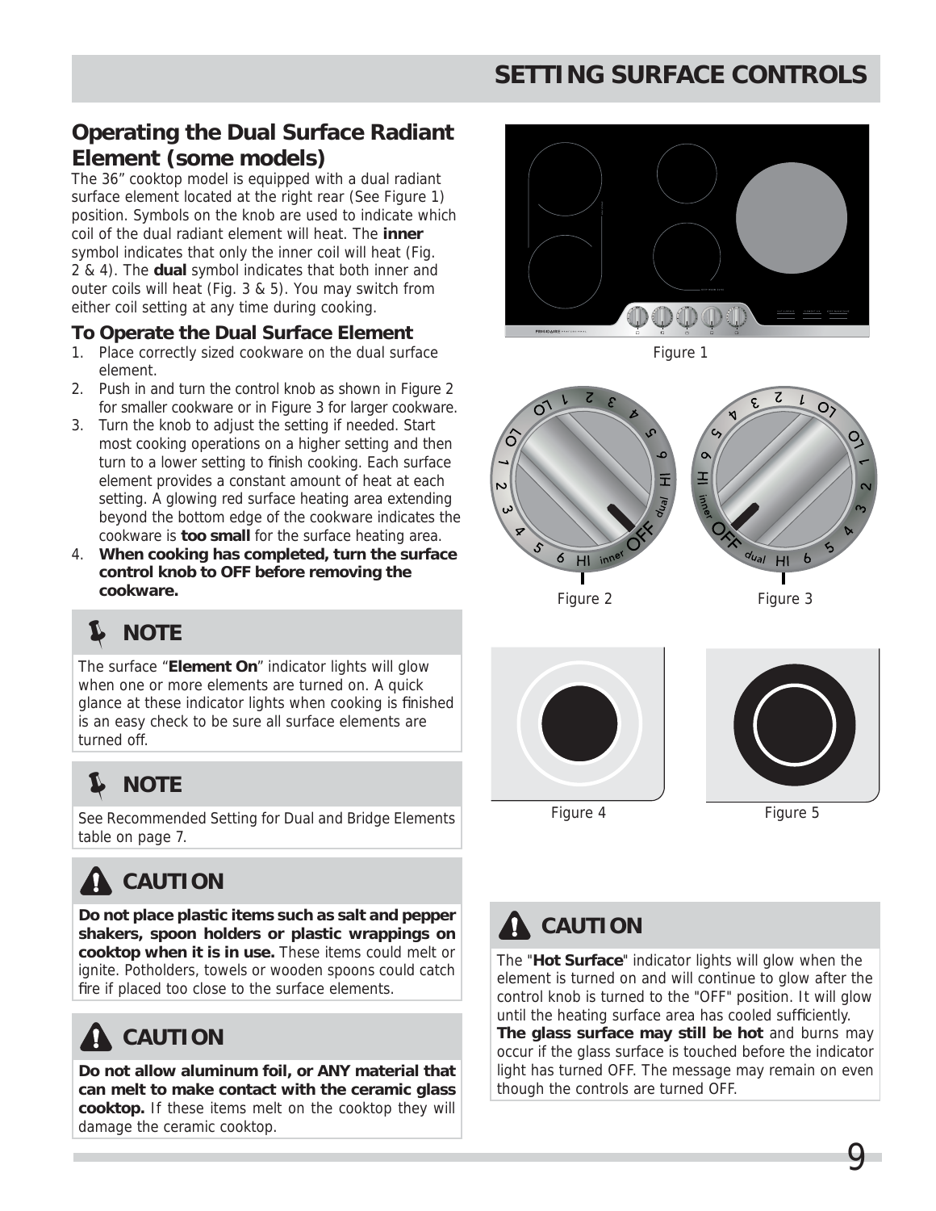## SETTING SURFACE CONTROLS

### Operating the Dual Surface Radiant Element (some models)

The 36" cooktop model is equipped with a dual radiant surface element located at the right rear (See Figure 1) position. Symbols on the knob are used to indicate which coil of the dual radiant element will heat. The **inner** symbol indicates that only the inner coil will heat (Fig. 2 & 4). The **dual** symbol indicates that both inner and outer coils will heat (Fig. 3 & 5). You may switch from either coil setting at any time during cooking.

#### To Operate the Dual Surface Element

1. Place correctly sized cookware on the dual surface element.
2. Push in and turn the control knob as shown in Figure 2 for smaller cookware or in Figure 3 for larger cookware.
3. Turn the knob to adjust the setting if needed. Start most cooking operations on a higher setting and then turn to a lower setting to finish cooking. Each surface element provides a constant amount of heat at each setting. A glowing red surface heating area extending beyond the bottom edge of the cookware indicates the cookware is **too small** for the surface heating area.
4. **When cooking has completed, turn the surface control knob to OFF before removing the cookware.**

Figure 1

Figure 2

Figure 3

Figure 4

Figure 5

**NOTE**

The surface "**Element On**" indicator lights will glow when one or more elements are turned on. A quick glance at these indicator lights when cooking is finished is an easy check to be sure all surface elements are turned off.

**NOTE**

See Recommended Setting for Dual and Bridge Elements table on page 7.

**CAUTION**

**Do not place plastic items such as salt and pepper shakers, spoon holders or plastic wrappings on cooktop when it is in use.** These items could melt or ignite. Potholders, towels or wooden spoons could catch fire if placed too close to the surface elements.

**CAUTION**

**Do not allow aluminum foil, or ANY material that can melt to make contact with the ceramic glass cooktop.** If these items melt on the cooktop they will damage the ceramic cooktop.

**CAUTION**

The "**Hot Surface**" indicator lights will glow when the element is turned on and will continue to glow after the control knob is turned to the "OFF" position. It will glow until the heating surface area has cooled sufficiently. **The glass surface may still be hot** and burns may occur if the glass surface is touched before the indicator light has turned OFF. The message may remain on even though the controls are turned OFF.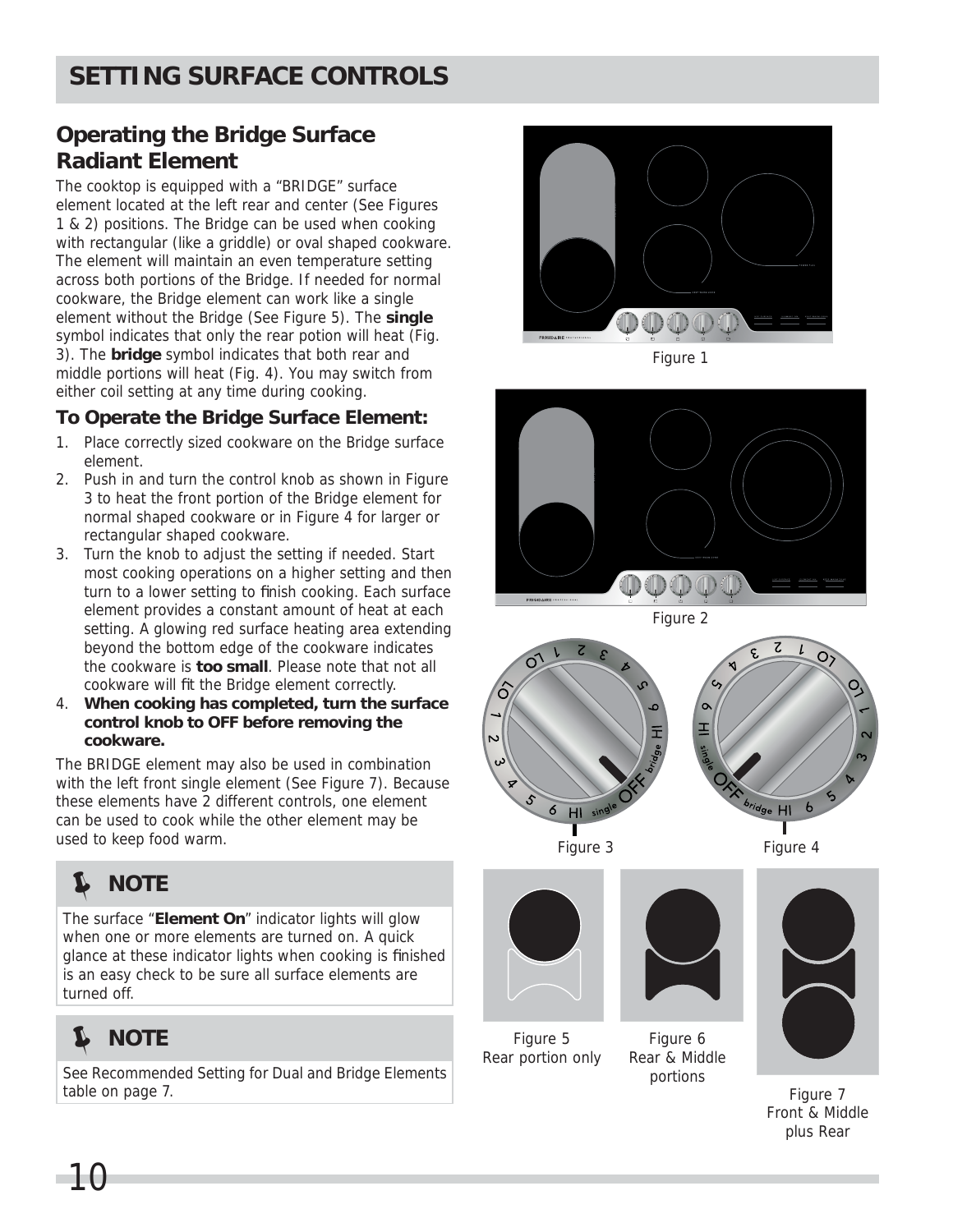# SETTING SURFACE CONTROLS

## Operating the Bridge Surface Radiant Element

The cooktop is equipped with a "BRIDGE" surface element located at the left rear and center (See Figures 1 & 2) positions. The Bridge can be used when cooking with rectangular (like a griddle) or oval shaped cookware. The element will maintain an even temperature setting across both portions of the Bridge. If needed for normal cookware, the Bridge element can work like a single element without the Bridge (See Figure 5). The **single** symbol indicates that only the rear potion will heat (Fig. 3). The **bridge** symbol indicates that both rear and middle portions will heat (Fig. 4). You may switch from either coil setting at any time during cooking.

### To Operate the Bridge Surface Element:

1. Place correctly sized cookware on the Bridge surface element.
2. Push in and turn the control knob as shown in Figure 3 to heat the front portion of the Bridge element for normal shaped cookware or in Figure 4 for larger or rectangular shaped cookware.
3. Turn the knob to adjust the setting if needed. Start most cooking operations on a higher setting and then turn to a lower setting to finish cooking. Each surface element provides a constant amount of heat at each setting. A glowing red surface heating area extending beyond the bottom edge of the cookware indicates the cookware is **too small**. Please note that not all cookware will fit the Bridge element correctly.
4. **When cooking has completed, turn the surface control knob to OFF before removing the cookware.**

The BRIDGE element may also be used in combination with the left front single element (See Figure 7). Because these elements have 2 different controls, one element can be used to cook while the other element may be used to keep food warm.

Figure 1

Figure 2

Figure 3

Figure 4

Figure 5
Rear portion only

Figure 6
Rear & Middle portions

Figure 7
Front & Middle plus Rear

### NOTE

The surface "**Element On**" indicator lights will glow when one or more elements are turned on. A quick glance at these indicator lights when cooking is finished is an easy check to be sure all surface elements are turned off.

### NOTE

See Recommended Setting for Dual and Bridge Elements table on page 7.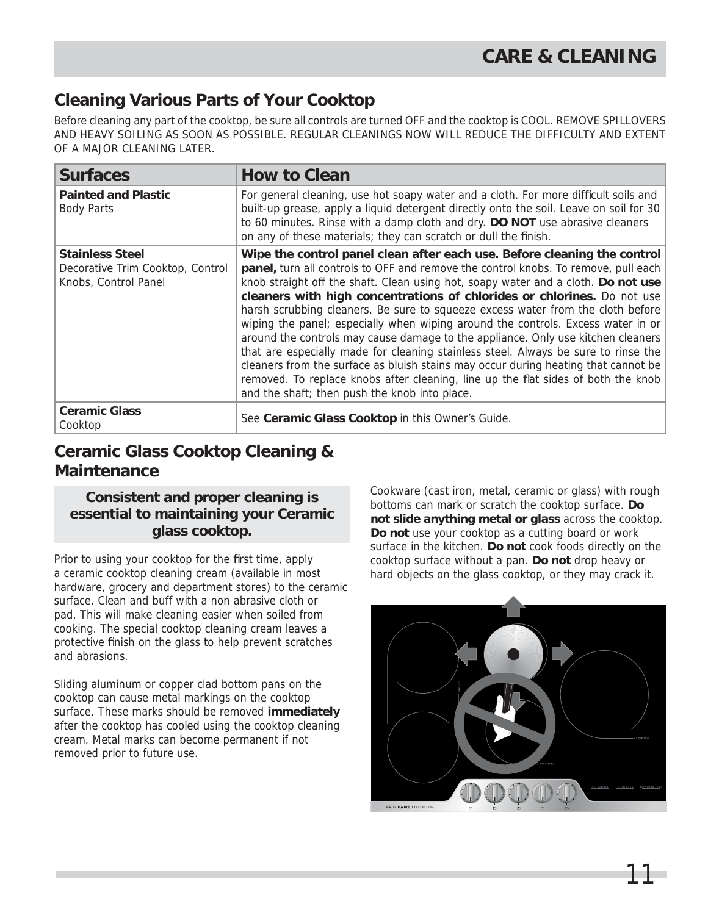## Cleaning Various Parts of Your Cooktop

Before cleaning any part of the cooktop, be sure all controls are turned OFF and the cooktop is COOL. REMOVE SPILLOVERS AND HEAVY SOILING AS SOON AS POSSIBLE. REGULAR CLEANINGS NOW WILL REDUCE THE DIFFICULTY AND EXTENT OF A MAJOR CLEANING LATER.

| Surfaces | How to Clean |
|---|---|
| **Painted and Plastic** Body Parts | For general cleaning, use hot soapy water and a cloth. For more difficult soils and built-up grease, apply a liquid detergent directly onto the soil. Leave on soil for 30 to 60 minutes. Rinse with a damp cloth and dry. **DO NOT** use abrasive cleaners on any of these materials; they can scratch or dull the finish. |
| **Stainless Steel** Decorative Trim Cooktop, Control Knobs, Control Panel | **Wipe the control panel clean after each use. Before cleaning the control panel,** turn all controls to OFF and remove the control knobs. To remove, pull each knob straight off the shaft. Clean using hot, soapy water and a cloth. **Do not use cleaners with high concentrations of chlorides or chlorines.** Do not use harsh scrubbing cleaners. Be sure to squeeze excess water from the cloth before wiping the panel; especially when wiping around the controls. Excess water in or around the controls may cause damage to the appliance. Only use kitchen cleaners that are especially made for cleaning stainless steel. Always be sure to rinse the cleaners from the surface as bluish stains may occur during heating that cannot be removed. To replace knobs after cleaning, line up the flat sides of both the knob and the shaft; then push the knob into place. |
| **Ceramic Glass** Cooktop | See **Ceramic Glass Cooktop** in this Owner's Guide. |

## Ceramic Glass Cooktop Cleaning & Maintenance

**Consistent and proper cleaning is essential to maintaining your Ceramic glass cooktop.**

Prior to using your cooktop for the first time, apply a ceramic cooktop cleaning cream (available in most hardware, grocery and department stores) to the ceramic surface. Clean and buff with a non abrasive cloth or pad. This will make cleaning easier when soiled from cooking. The special cooktop cleaning cream leaves a protective finish on the glass to help prevent scratches and abrasions.

Sliding aluminum or copper clad bottom pans on the cooktop can cause metal markings on the cooktop surface. These marks should be removed **immediately** after the cooktop has cooled using the cooktop cleaning cream. Metal marks can become permanent if not removed prior to future use.

Cookware (cast iron, metal, ceramic or glass) with rough bottoms can mark or scratch the cooktop surface. **Do not slide anything metal or glass** across the cooktop. **Do not** use your cooktop as a cutting board or work surface in the kitchen. **Do not** cook foods directly on the cooktop surface without a pan. **Do not** drop heavy or hard objects on the glass cooktop, or they may crack it.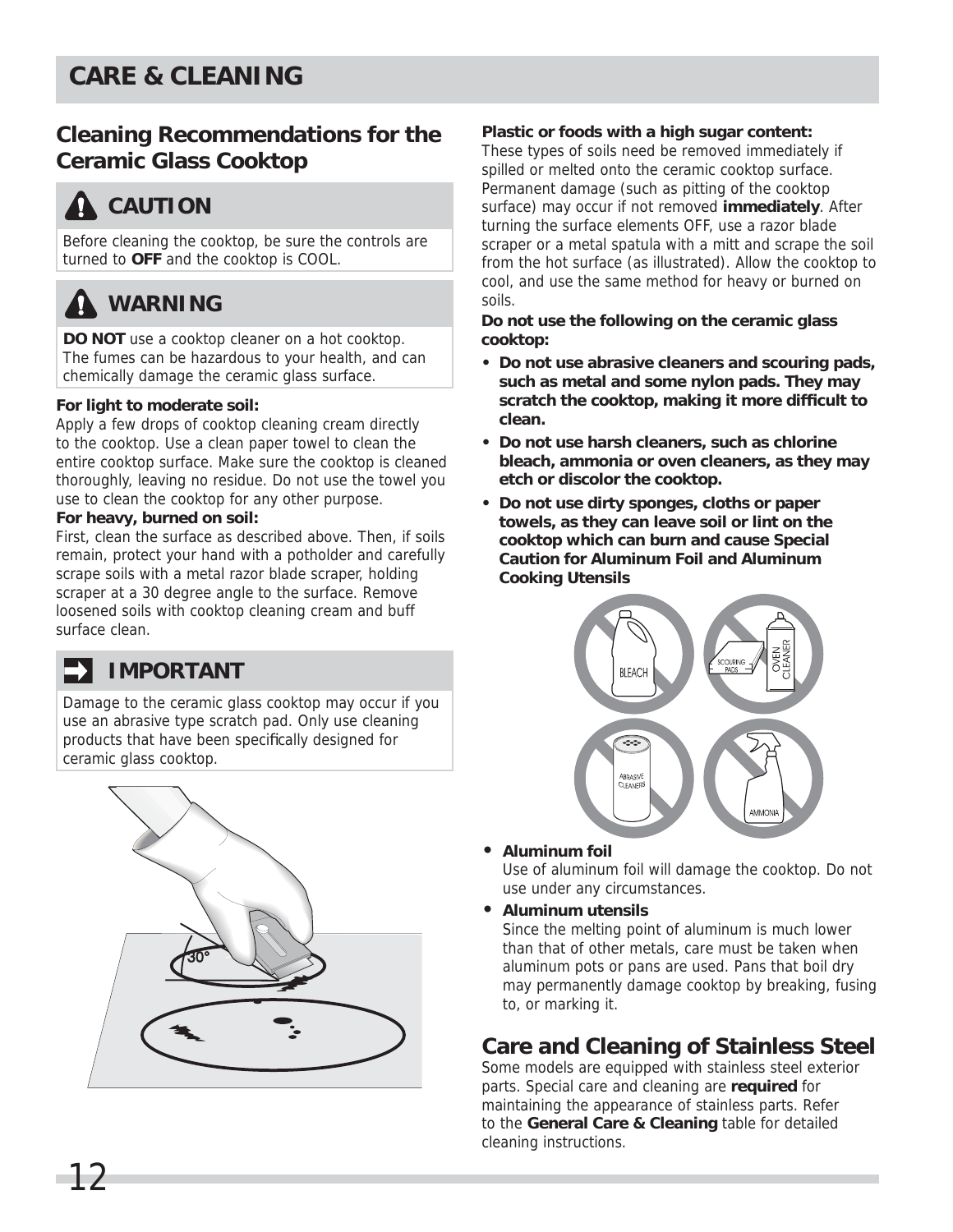# CARE & CLEANING

## Cleaning Recommendations for the Ceramic Glass Cooktop

### CAUTION

Before cleaning the cooktop, be sure the controls are turned to **OFF** and the cooktop is COOL.

### WARNING

**DO NOT** use a cooktop cleaner on a hot cooktop. The fumes can be hazardous to your health, and can chemically damage the ceramic glass surface.

**For light to moderate soil:**
Apply a few drops of cooktop cleaning cream directly to the cooktop. Use a clean paper towel to clean the entire cooktop surface. Make sure the cooktop is cleaned thoroughly, leaving no residue. Do not use the towel you use to clean the cooktop for any other purpose.

**For heavy, burned on soil:**
First, clean the surface as described above. Then, if soils remain, protect your hand with a potholder and carefully scrape soils with a metal razor blade scraper, holding scraper at a 30 degree angle to the surface. Remove loosened soils with cooktop cleaning cream and buff surface clean.

### IMPORTANT

Damage to the ceramic glass cooktop may occur if you use an abrasive type scratch pad. Only use cleaning products that have been specifically designed for ceramic glass cooktop.

**Plastic or foods with a high sugar content:**
These types of soils need be removed immediately if spilled or melted onto the ceramic cooktop surface. Permanent damage (such as pitting of the cooktop surface) may occur if not removed **immediately**. After turning the surface elements OFF, use a razor blade scraper or a metal spatula with a mitt and scrape the soil from the hot surface (as illustrated). Allow the cooktop to cool, and use the same method for heavy or burned on soils.

**Do not use the following on the ceramic glass cooktop:**

- **Do not use abrasive cleaners and scouring pads, such as metal and some nylon pads. They may scratch the cooktop, making it more difficult to clean.**
- **Do not use harsh cleaners, such as chlorine bleach, ammonia or oven cleaners, as they may etch or discolor the cooktop.**
- **Do not use dirty sponges, cloths or paper towels, as they can leave soil or lint on the cooktop which can burn and cause Special Caution for Aluminum Foil and Aluminum Cooking Utensils**

- **Aluminum foil**
  Use of aluminum foil will damage the cooktop. Do not use under any circumstances.
- **Aluminum utensils**
  Since the melting point of aluminum is much lower than that of other metals, care must be taken when aluminum pots or pans are used. Pans that boil dry may permanently damage cooktop by breaking, fusing to, or marking it.

## Care and Cleaning of Stainless Steel

Some models are equipped with stainless steel exterior parts. Special care and cleaning are **required** for maintaining the appearance of stainless parts. Refer to the **General Care & Cleaning** table for detailed cleaning instructions.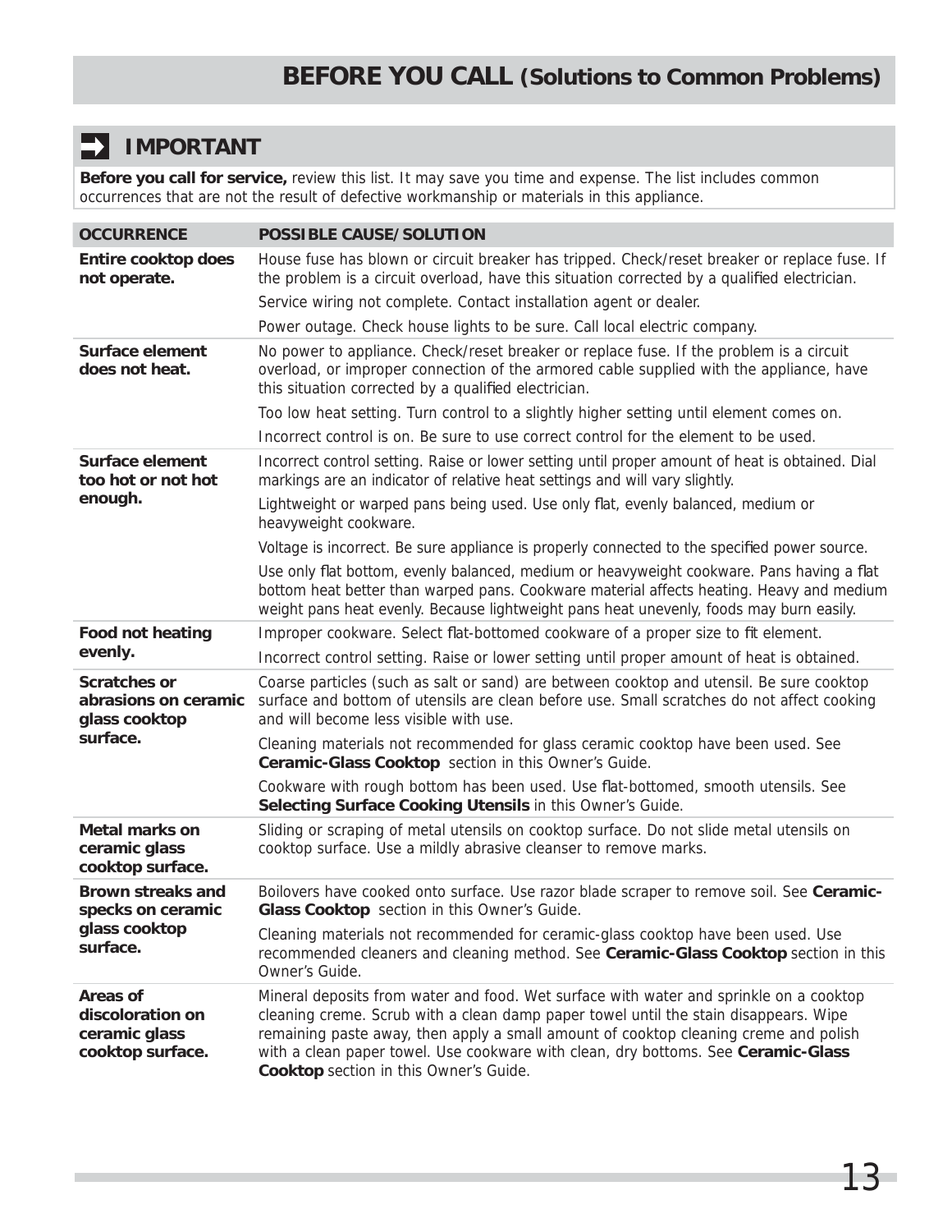# BEFORE YOU CALL (Solutions to Common Problems)

## IMPORTANT

**Before you call for service,** review this list. It may save you time and expense. The list includes common occurrences that are not the result of defective workmanship or materials in this appliance.

| OCCURRENCE | POSSIBLE CAUSE/SOLUTION |
|---|---|
| **Entire cooktop does not operate.** | House fuse has blown or circuit breaker has tripped. Check/reset breaker or replace fuse. If the problem is a circuit overload, have this situation corrected by a qualified electrician. |
| | Service wiring not complete. Contact installation agent or dealer. |
| | Power outage. Check house lights to be sure. Call local electric company. |
| **Surface element does not heat.** | No power to appliance. Check/reset breaker or replace fuse. If the problem is a circuit overload, or improper connection of the armored cable supplied with the appliance, have this situation corrected by a qualified electrician. |
| | Too low heat setting. Turn control to a slightly higher setting until element comes on. |
| | Incorrect control is on. Be sure to use correct control for the element to be used. |
| **Surface element too hot or not hot enough.** | Incorrect control setting. Raise or lower setting until proper amount of heat is obtained. Dial markings are an indicator of relative heat settings and will vary slightly. |
| | Lightweight or warped pans being used. Use only flat, evenly balanced, medium or heavyweight cookware. |
| | Voltage is incorrect. Be sure appliance is properly connected to the specified power source. |
| | Use only flat bottom, evenly balanced, medium or heavyweight cookware. Pans having a flat bottom heat better than warped pans. Cookware material affects heating. Heavy and medium weight pans heat evenly. Because lightweight pans heat unevenly, foods may burn easily. |
| **Food not heating evenly.** | Improper cookware. Select flat-bottomed cookware of a proper size to fit element. |
| | Incorrect control setting. Raise or lower setting until proper amount of heat is obtained. |
| **Scratches or abrasions on ceramic glass cooktop surface.** | Coarse particles (such as salt or sand) are between cooktop and utensil. Be sure cooktop surface and bottom of utensils are clean before use. Small scratches do not affect cooking and will become less visible with use. |
| | Cleaning materials not recommended for glass ceramic cooktop have been used. See **Ceramic-Glass Cooktop** section in this Owner's Guide. |
| | Cookware with rough bottom has been used. Use flat-bottomed, smooth utensils. See **Selecting Surface Cooking Utensils** in this Owner's Guide. |
| **Metal marks on ceramic glass cooktop surface.** | Sliding or scraping of metal utensils on cooktop surface. Do not slide metal utensils on cooktop surface. Use a mildly abrasive cleanser to remove marks. |
| **Brown streaks and specks on ceramic glass cooktop surface.** | Boilovers have cooked onto surface. Use razor blade scraper to remove soil. See **Ceramic-Glass Cooktop** section in this Owner's Guide. |
| | Cleaning materials not recommended for ceramic-glass cooktop have been used. Use recommended cleaners and cleaning method. See **Ceramic-Glass Cooktop** section in this Owner's Guide. |
| **Areas of discoloration on ceramic glass cooktop surface.** | Mineral deposits from water and food. Wet surface with water and sprinkle on a cooktop cleaning creme. Scrub with a clean damp paper towel until the stain disappears. Wipe remaining paste away, then apply a small amount of cooktop cleaning creme and polish with a clean paper towel. Use cookware with clean, dry bottoms. See **Ceramic-Glass Cooktop** section in this Owner's Guide. |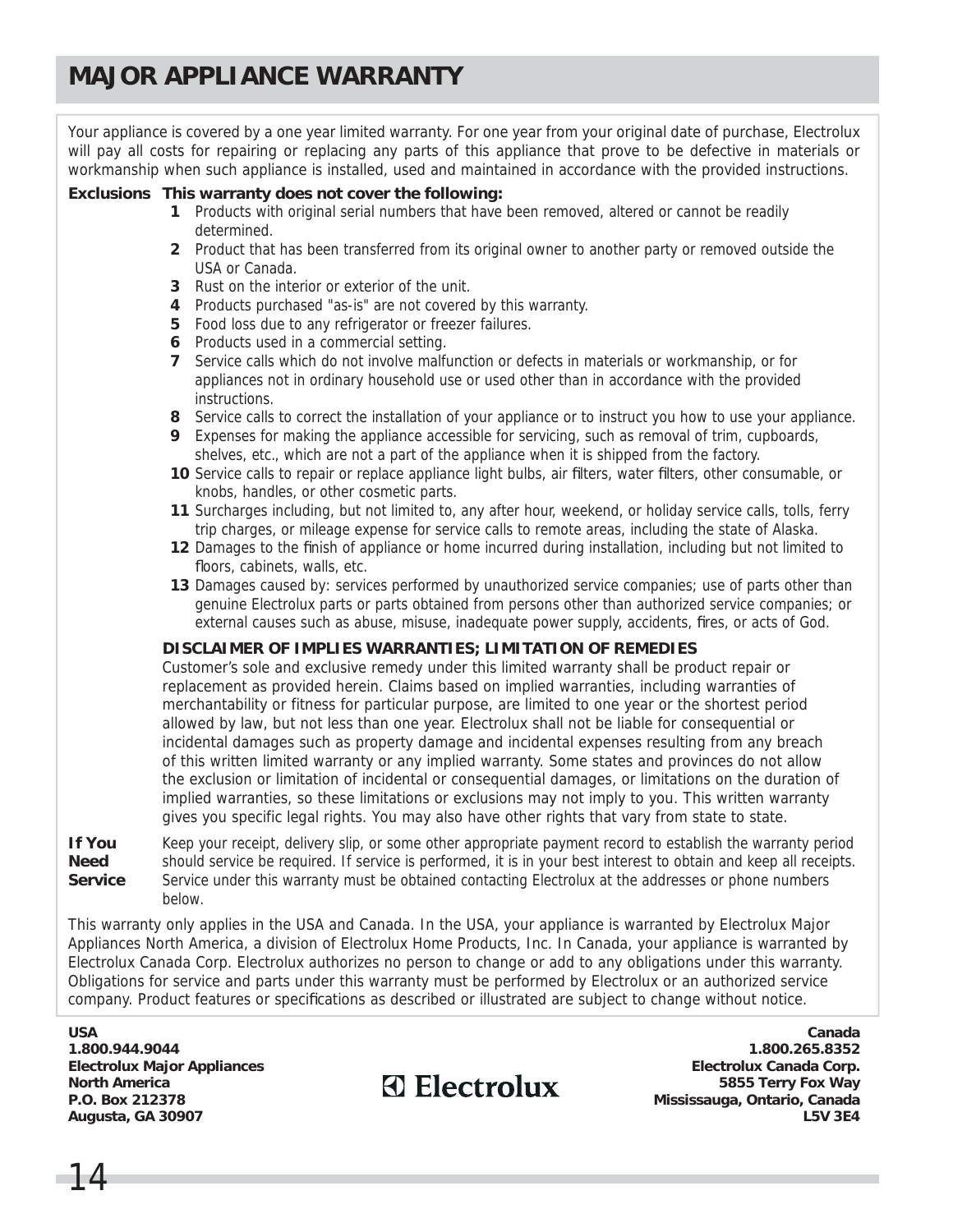# MAJOR APPLIANCE WARRANTY

Your appliance is covered by a one year limited warranty. For one year from your original date of purchase, Electrolux will pay all costs for repairing or replacing any parts of this appliance that prove to be defective in materials or workmanship when such appliance is installed, used and maintained in accordance with the provided instructions.

**Exclusions** **This warranty does not cover the following:**

1. Products with original serial numbers that have been removed, altered or cannot be readily determined.
2. Product that has been transferred from its original owner to another party or removed outside the USA or Canada.
3. Rust on the interior or exterior of the unit.
4. Products purchased "as-is" are not covered by this warranty.
5. Food loss due to any refrigerator or freezer failures.
6. Products used in a commercial setting.
7. Service calls which do not involve malfunction or defects in materials or workmanship, or for appliances not in ordinary household use or used other than in accordance with the provided instructions.
8. Service calls to correct the installation of your appliance or to instruct you how to use your appliance.
9. Expenses for making the appliance accessible for servicing, such as removal of trim, cupboards, shelves, etc., which are not a part of the appliance when it is shipped from the factory.
10. Service calls to repair or replace appliance light bulbs, air filters, water filters, other consumable, or knobs, handles, or other cosmetic parts.
11. Surcharges including, but not limited to, any after hour, weekend, or holiday service calls, tolls, ferry trip charges, or mileage expense for service calls to remote areas, including the state of Alaska.
12. Damages to the finish of appliance or home incurred during installation, including but not limited to floors, cabinets, walls, etc.
13. Damages caused by: services performed by unauthorized service companies; use of parts other than genuine Electrolux parts or parts obtained from persons other than authorized service companies; or external causes such as abuse, misuse, inadequate power supply, accidents, fires, or acts of God.

**DISCLAIMER OF IMPLIES WARRANTIES; LIMITATION OF REMEDIES**

Customer's sole and exclusive remedy under this limited warranty shall be product repair or replacement as provided herein. Claims based on implied warranties, including warranties of merchantability or fitness for particular purpose, are limited to one year or the shortest period allowed by law, but not less than one year. Electrolux shall not be liable for consequential or incidental damages such as property damage and incidental expenses resulting from any breach of this written limited warranty or any implied warranty. Some states and provinces do not allow the exclusion or limitation of incidental or consequential damages, or limitations on the duration of implied warranties, so these limitations or exclusions may not imply to you. This written warranty gives you specific legal rights. You may also have other rights that vary from state to state.

**If You Need Service** Keep your receipt, delivery slip, or some other appropriate payment record to establish the warranty period should service be required. If service is performed, it is in your best interest to obtain and keep all receipts. Service under this warranty must be obtained contacting Electrolux at the addresses or phone numbers below.

This warranty only applies in the USA and Canada. In the USA, your appliance is warranted by Electrolux Major Appliances North America, a division of Electrolux Home Products, Inc. In Canada, your appliance is warranted by Electrolux Canada Corp. Electrolux authorizes no person to change or add to any obligations under this warranty. Obligations for service and parts under this warranty must be performed by Electrolux or an authorized service company. Product features or specifications as described or illustrated are subject to change without notice.

**USA**
**1.800.944.9044**
**Electrolux Major Appliances North America**
**P.O. Box 212378**
**Augusta, GA 30907**

Electrolux

**Canada**
**1.800.265.8352**
**Electrolux Canada Corp.**
**5855 Terry Fox Way**
**Mississauga, Ontario, Canada**
**L5V 3E4**